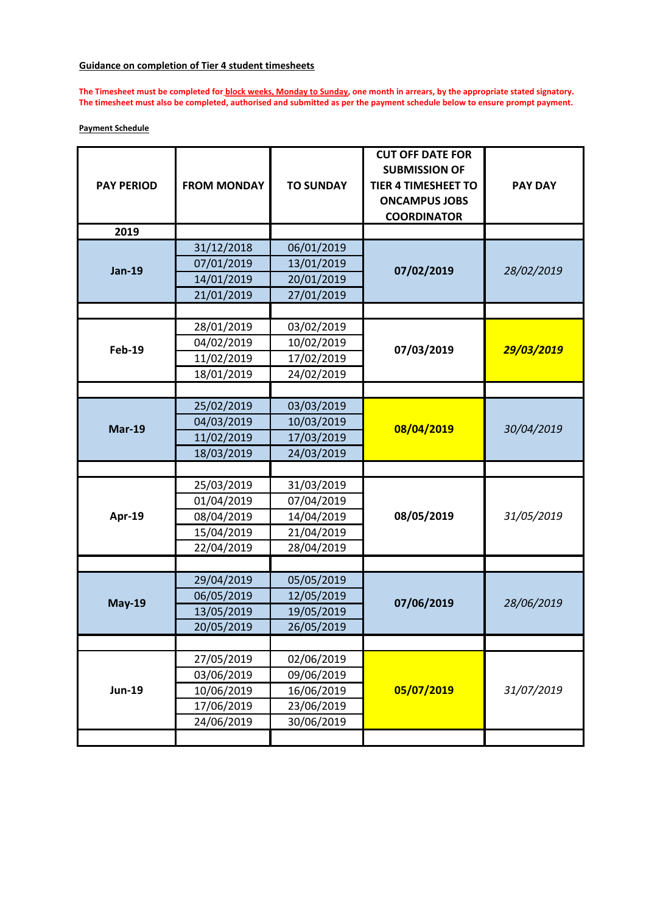**Guidance on completion of Tier 4 student timesheets**

**The Timesheet must be completed for block weeks, Monday to Sunday, one month in arrears, by the appropriate stated signatory. The timesheet must also be completed, authorised and submitted as per the payment schedule below to ensure prompt payment.**

**Payment Schedule**

| PAY PERIOD | FROM MONDAY | TO SUNDAY | CUT OFF DATE FOR SUBMISSION OF TIER 4 TIMESHEET TO ONCAMPUS JOBS COORDINATOR | PAY DAY |
|---|---|---|---|---|
| **2019** | | | | |
| **Jan-19** | 31/12/2018 | 06/01/2019 | **07/02/2019** | *28/02/2019* |
| | 07/01/2019 | 13/01/2019 | | |
| | 14/01/2019 | 20/01/2019 | | |
| | 21/01/2019 | 27/01/2019 | | |
| | | | | |
| **Feb-19** | 28/01/2019 | 03/02/2019 | **07/03/2019** | ***29/03/2019*** |
| | 04/02/2019 | 10/02/2019 | | |
| | 11/02/2019 | 17/02/2019 | | |
| | 18/01/2019 | 24/02/2019 | | |
| | | | | |
| **Mar-19** | 25/02/2019 | 03/03/2019 | **08/04/2019** | *30/04/2019* |
| | 04/03/2019 | 10/03/2019 | | |
| | 11/02/2019 | 17/03/2019 | | |
| | 18/03/2019 | 24/03/2019 | | |
| | | | | |
| **Apr-19** | 25/03/2019 | 31/03/2019 | **08/05/2019** | *31/05/2019* |
| | 01/04/2019 | 07/04/2019 | | |
| | 08/04/2019 | 14/04/2019 | | |
| | 15/04/2019 | 21/04/2019 | | |
| | 22/04/2019 | 28/04/2019 | | |
| | | | | |
| **May-19** | 29/04/2019 | 05/05/2019 | **07/06/2019** | *28/06/2019* |
| | 06/05/2019 | 12/05/2019 | | |
| | 13/05/2019 | 19/05/2019 | | |
| | 20/05/2019 | 26/05/2019 | | |
| | | | | |
| **Jun-19** | 27/05/2019 | 02/06/2019 | **05/07/2019** | *31/07/2019* |
| | 03/06/2019 | 09/06/2019 | | |
| | 10/06/2019 | 16/06/2019 | | |
| | 17/06/2019 | 23/06/2019 | | |
| | 24/06/2019 | 30/06/2019 | | |
| | | | | |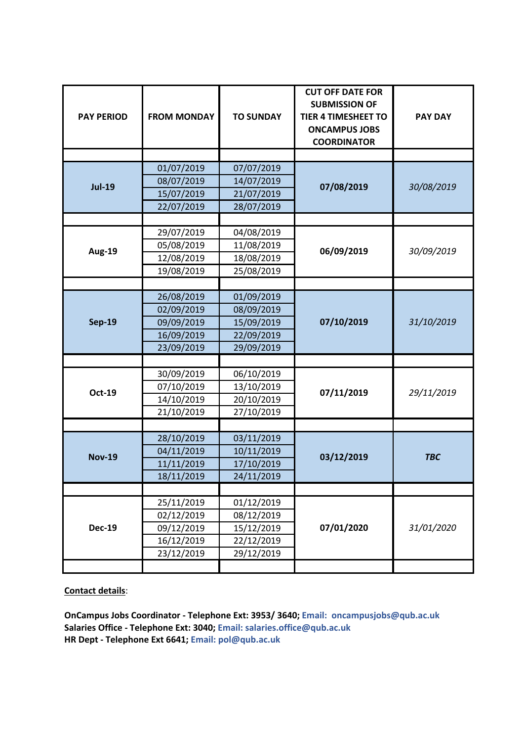| PAY PERIOD | FROM MONDAY | TO SUNDAY | CUT OFF DATE FOR SUBMISSION OF TIER 4 TIMESHEET TO ONCAMPUS JOBS COORDINATOR | PAY DAY |
|---|---|---|---|---|
| **Jul-19** | 01/07/2019 | 07/07/2019 | **07/08/2019** | *30/08/2019* |
| | 08/07/2019 | 14/07/2019 | | |
| | 15/07/2019 | 21/07/2019 | | |
| | 22/07/2019 | 28/07/2019 | | |
| **Aug-19** | 29/07/2019 | 04/08/2019 | **06/09/2019** | *30/09/2019* |
| | 05/08/2019 | 11/08/2019 | | |
| | 12/08/2019 | 18/08/2019 | | |
| | 19/08/2019 | 25/08/2019 | | |
| **Sep-19** | 26/08/2019 | 01/09/2019 | **07/10/2019** | *31/10/2019* |
| | 02/09/2019 | 08/09/2019 | | |
| | 09/09/2019 | 15/09/2019 | | |
| | 16/09/2019 | 22/09/2019 | | |
| | 23/09/2019 | 29/09/2019 | | |
| **Oct-19** | 30/09/2019 | 06/10/2019 | **07/11/2019** | *29/11/2019* |
| | 07/10/2019 | 13/10/2019 | | |
| | 14/10/2019 | 20/10/2019 | | |
| | 21/10/2019 | 27/10/2019 | | |
| **Nov-19** | 28/10/2019 | 03/11/2019 | **03/12/2019** | ***TBC*** |
| | 04/11/2019 | 10/11/2019 | | |
| | 11/11/2019 | 17/10/2019 | | |
| | 18/11/2019 | 24/11/2019 | | |
| **Dec-19** | 25/11/2019 | 01/12/2019 | **07/01/2020** | *31/01/2020* |
| | 02/12/2019 | 08/12/2019 | | |
| | 09/12/2019 | 15/12/2019 | | |
| | 16/12/2019 | 22/12/2019 | | |
| | 23/12/2019 | 29/12/2019 | | |

**Contact details**:

**OnCampus Jobs Coordinator - Telephone Ext: 3953/ 3640; Email: oncampusjobs@qub.ac.uk**
**Salaries Office - Telephone Ext: 3040; Email: salaries.office@qub.ac.uk**
**HR Dept - Telephone Ext 6641; Email: pol@qub.ac.uk**